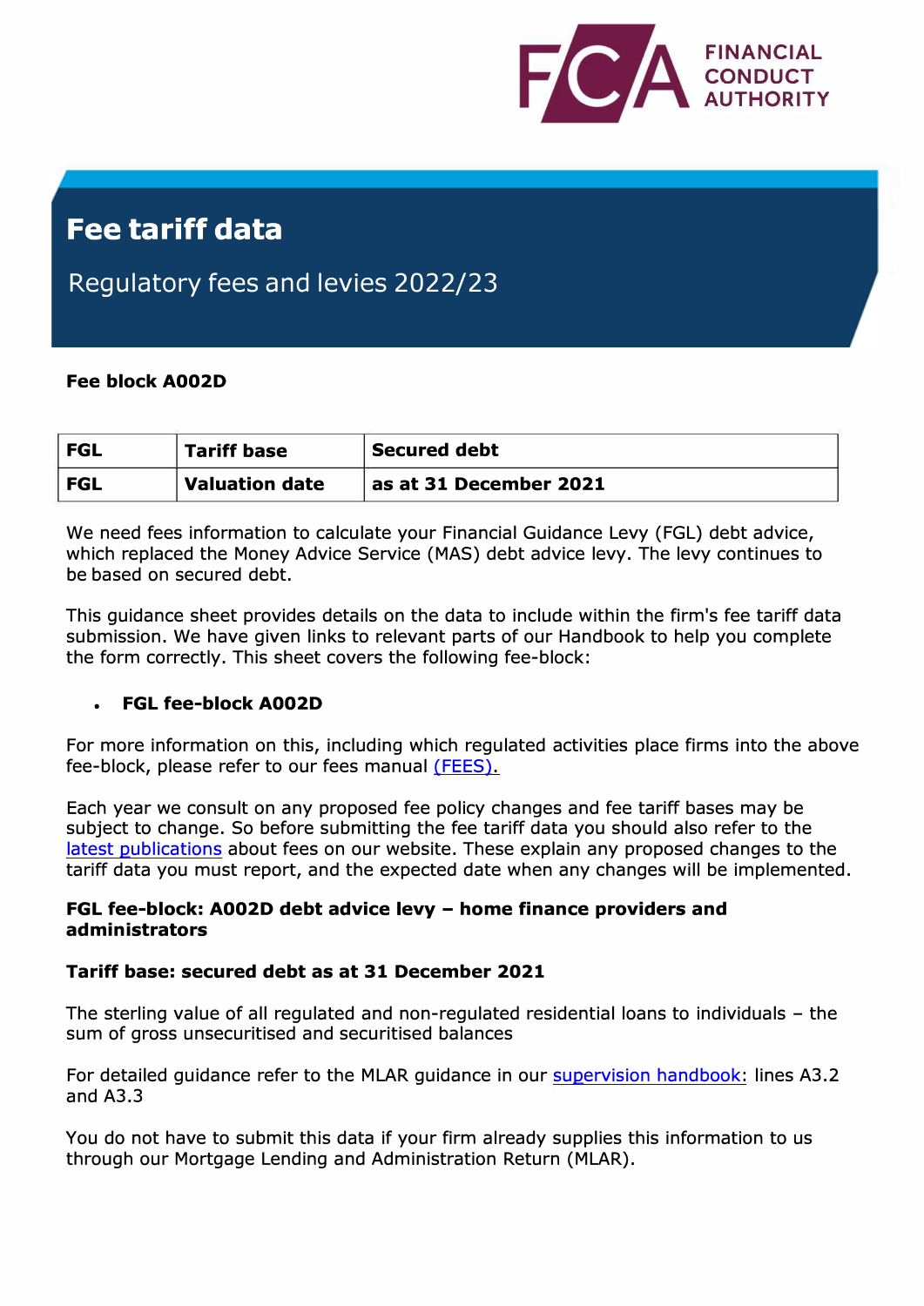# Fee tariff data

## Regulatory fees and levies 2022/23

**Fee block A002D**

| FGL | Tariff base | Secured debt |
| --- | --- | --- |
| FGL | Valuation date | as at 31 December 2021 |

We need fees information to calculate your Financial Guidance Levy (FGL) debt advice, which replaced the Money Advice Service (MAS) debt advice levy. The levy continues to be based on secured debt.

This guidance sheet provides details on the data to include within the firm's fee tariff data submission. We have given links to relevant parts of our Handbook to help you complete the form correctly. This sheet covers the following fee-block:

- **FGL fee-block A002D**

For more information on this, including which regulated activities place firms into the above fee-block, please refer to our fees manual (FEES).

Each year we consult on any proposed fee policy changes and fee tariff bases may be subject to change. So before submitting the fee tariff data you should also refer to the latest publications about fees on our website. These explain any proposed changes to the tariff data you must report, and the expected date when any changes will be implemented.

**FGL fee-block: A002D debt advice levy – home finance providers and administrators**

**Tariff base: secured debt as at 31 December 2021**

The sterling value of all regulated and non-regulated residential loans to individuals – the sum of gross unsecuritised and securitised balances

For detailed guidance refer to the MLAR guidance in our supervision handbook: lines A3.2 and A3.3

You do not have to submit this data if your firm already supplies this information to us through our Mortgage Lending and Administration Return (MLAR).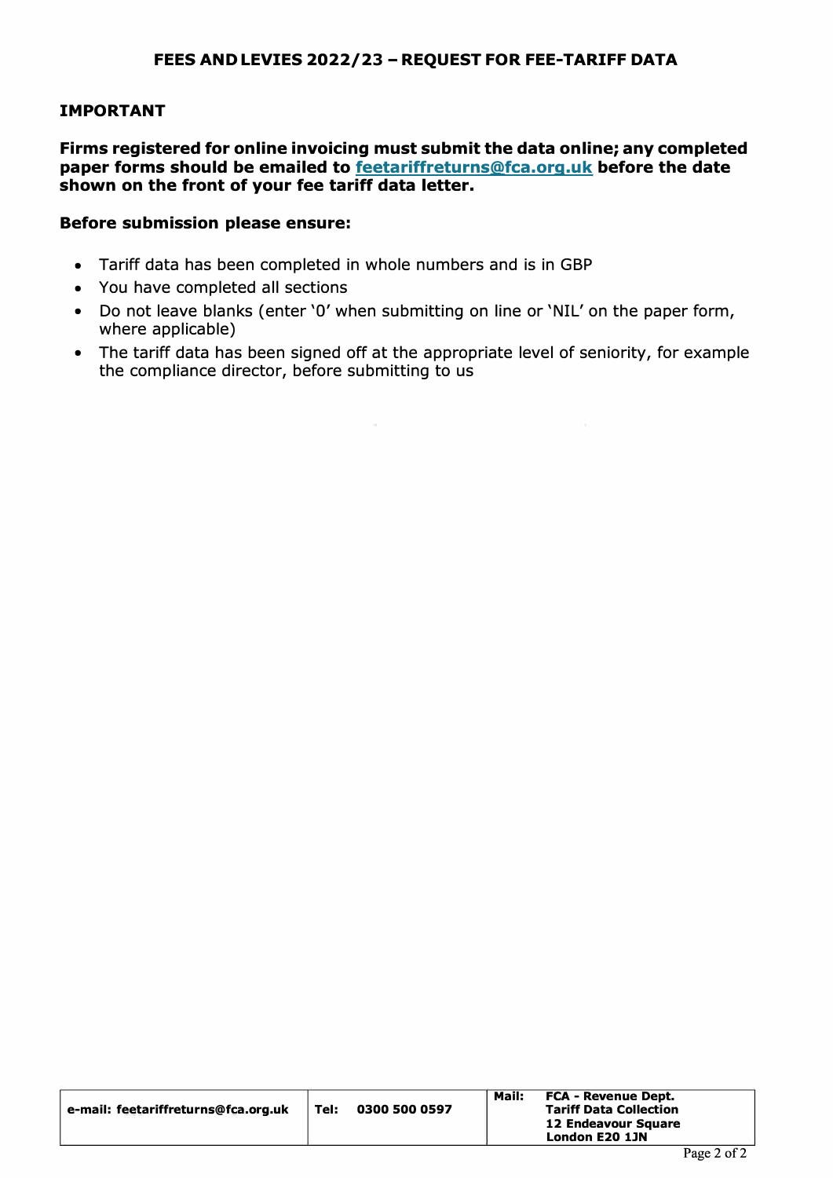## FEES AND LEVIES 2022/23 – REQUEST FOR FEE-TARIFF DATA

### IMPORTANT

**Firms registered for online invoicing must submit the data online; any completed paper forms should be emailed to feetariffreturns@fca.org.uk before the date shown on the front of your fee tariff data letter.**

**Before submission please ensure:**

- Tariff data has been completed in whole numbers and is in GBP
- You have completed all sections
- Do not leave blanks (enter '0' when submitting on line or 'NIL' on the paper form, where applicable)
- The tariff data has been signed off at the appropriate level of seniority, for example the compliance director, before submitting to us

| | | |
|---|---|---|
| **e-mail: feetariffreturns@fca.org.uk** | **Tel: 0300 500 0597** | **Mail: FCA - Revenue Dept. Tariff Data Collection 12 Endeavour Square London E20 1JN** |